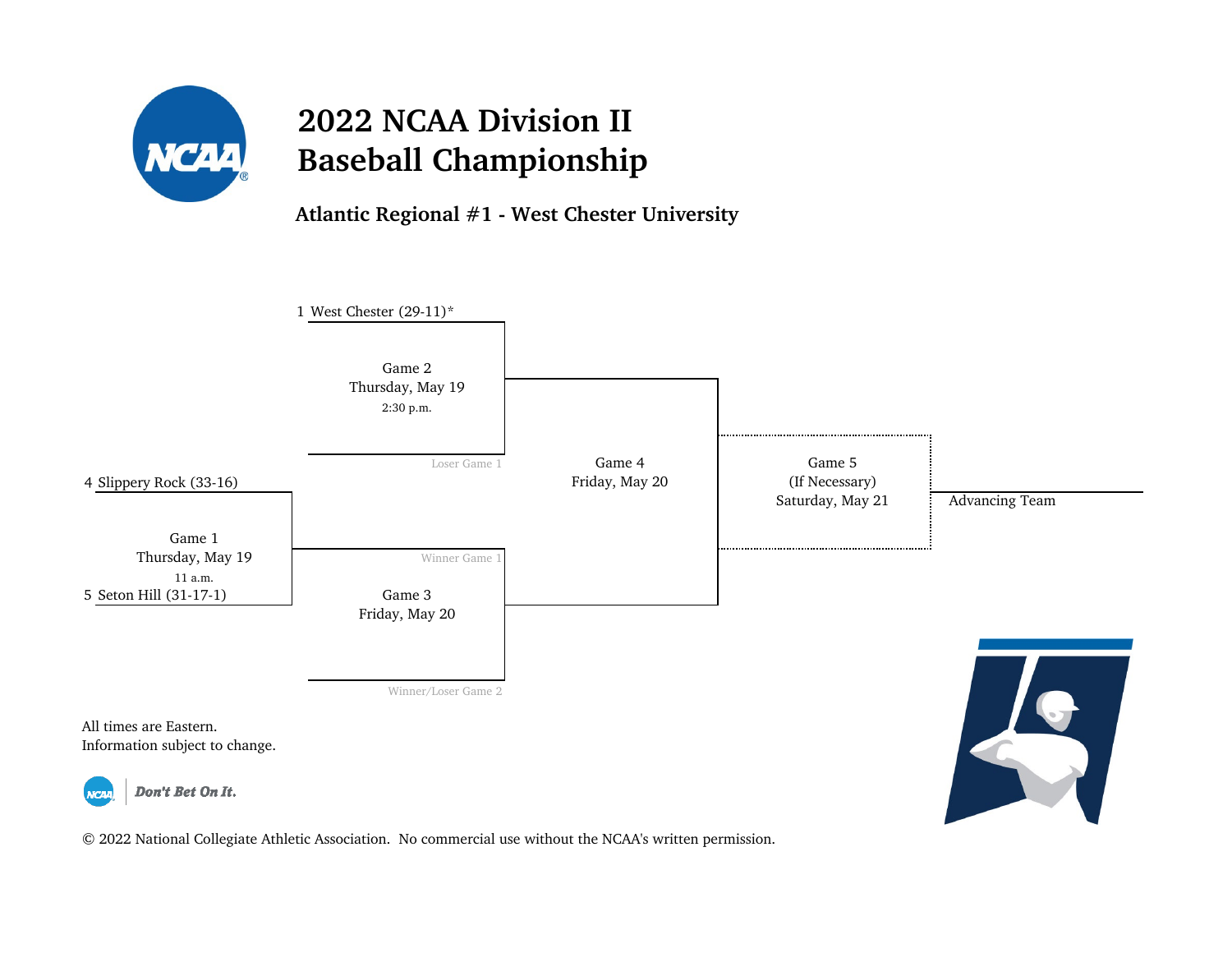# 2022 NCAA Division II Baseball Championship

## Atlantic Regional #1 - West Chester University

1 West Chester (29-11)*

Game 2
Thursday, May 19
2:30 p.m.

Loser Game 1

4 Slippery Rock (33-16)

Game 1
Thursday, May 19
11 a.m.

5 Seton Hill (31-17-1)

Winner Game 1

Game 3
Friday, May 20

Winner/Loser Game 2

Game 4
Friday, May 20

Game 5
(If Necessary)
Saturday, May 21

Advancing Team

All times are Eastern.
Information subject to change.

*Don't Bet On It.*

© 2022 National Collegiate Athletic Association. No commercial use without the NCAA's written permission.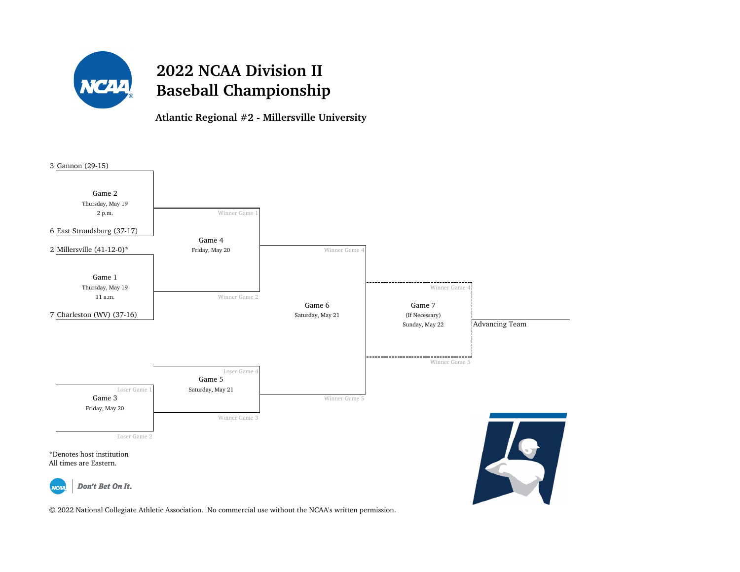# 2022 NCAA Division II Baseball Championship

## Atlantic Regional #2 - Millersville University

3 Gannon (29-15)

Game 2
Thursday, May 19
2 p.m.

6 East Stroudsburg (37-17)

2 Millersville (41-12-0)*

Game 1
Thursday, May 19
11 a.m.

7 Charleston (WV) (37-16)

Winner Game 1

Game 4
Friday, May 20

Winner Game 2

Winner Game 4

Game 6
Saturday, May 21

Winner Game 5

Winner Game 4

Game 7
(If Necessary)
Sunday, May 22

Winner Game 5

Advancing Team

Loser Game 1

Game 3
Friday, May 20

Loser Game 2

Loser Game 4

Game 5
Saturday, May 21

Winner Game 3

*Denotes host institution
All times are Eastern.

Don't Bet On It.

© 2022 National Collegiate Athletic Association. No commercial use without the NCAA's written permission.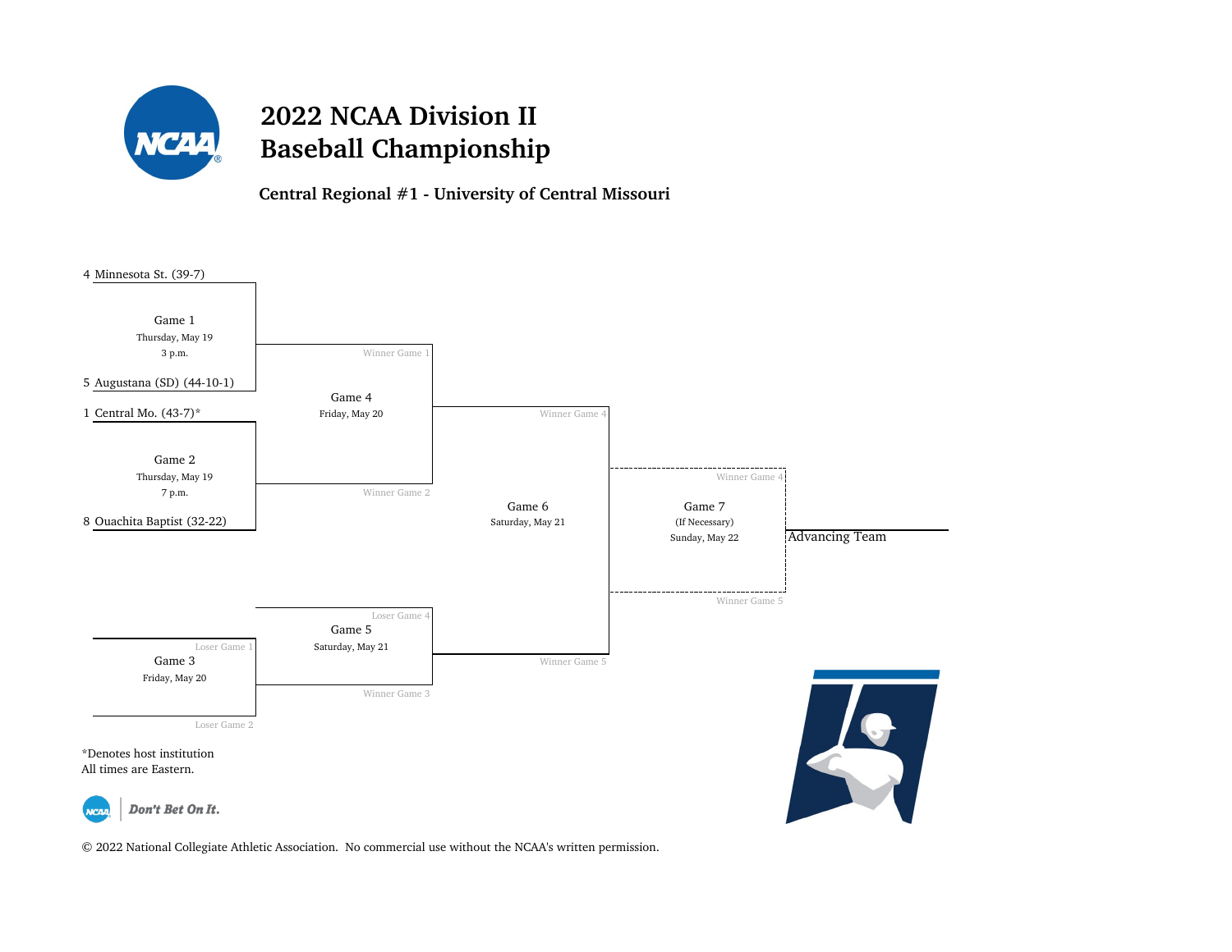# 2022 NCAA Division II Baseball Championship

## Central Regional #1 - University of Central Missouri

4 Minnesota St. (39-7)

**Game 1**
Thursday, May 19
3 p.m.

5 Augustana (SD) (44-10-1)

1 Central Mo. (43-7)*

**Game 2**
Thursday, May 19
7 p.m.

8 Ouachita Baptist (32-22)

**Game 4**
Friday, May 20

Winner Game 1

Winner Game 2

**Game 3**
Friday, May 20

Loser Game 1

Loser Game 2

**Game 5**
Saturday, May 21

Loser Game 4

Winner Game 3

**Game 6**
Saturday, May 21

Winner Game 4

Winner Game 5

**Game 7**
(If Necessary)
Sunday, May 22

Winner Game 4

Winner Game 5

Advancing Team

*Denotes host institution
All times are Eastern.

Don't Bet On It.

© 2022 National Collegiate Athletic Association. No commercial use without the NCAA's written permission.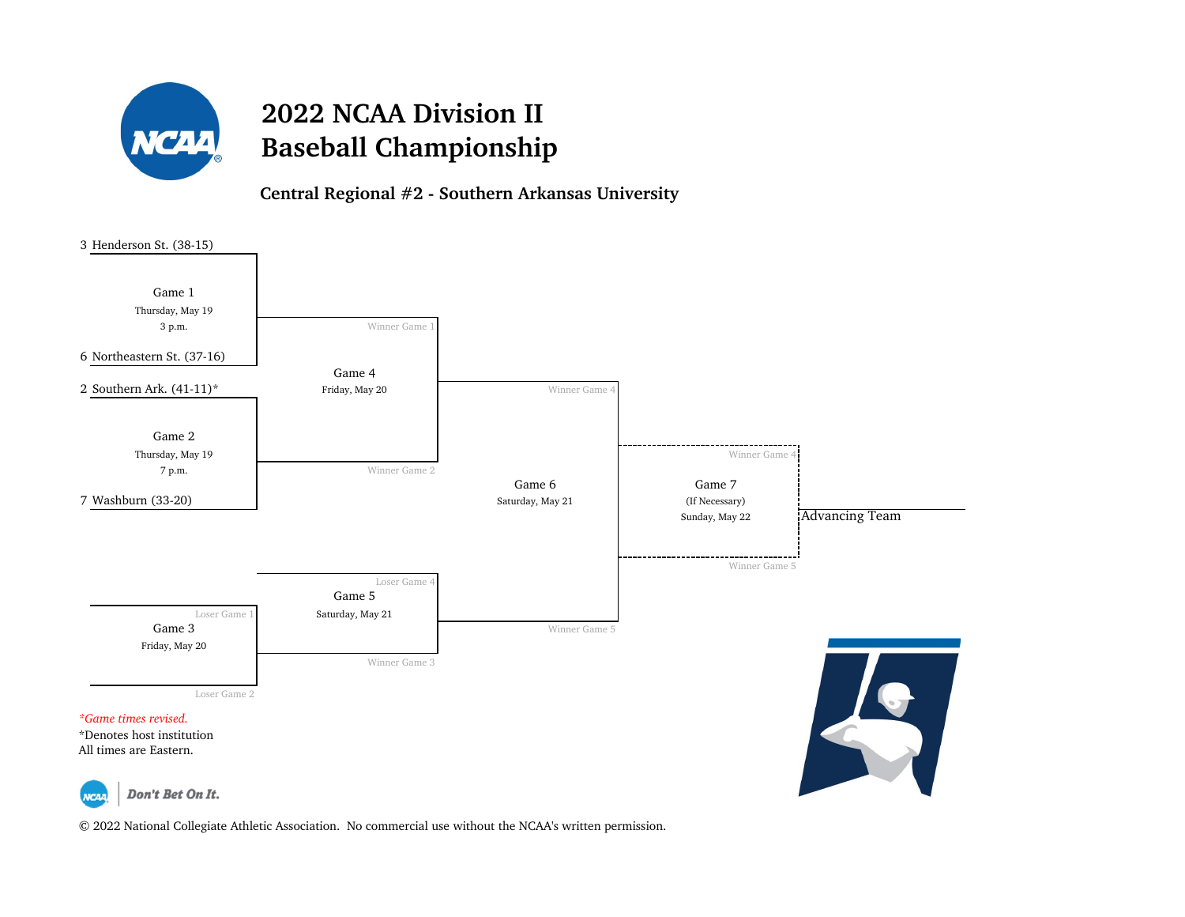# 2022 NCAA Division II Baseball Championship

## Central Regional #2 - Southern Arkansas University

3 Henderson St. (38-15)

Game 1
Thursday, May 19
3 p.m.

6 Northeastern St. (37-16)

2 Southern Ark. (41-11)*

Game 2
Thursday, May 19
7 p.m.

7 Washburn (33-20)

Winner Game 1

Game 4
Friday, May 20

Winner Game 2

Winner Game 4

Game 6
Saturday, May 21

Winner Game 5

Winner Game 4

Game 7
(If Necessary)
Sunday, May 22

Winner Game 5

Advancing Team

Loser Game 1

Game 3
Friday, May 20

Loser Game 2

Loser Game 4

Game 5
Saturday, May 21

Winner Game 3

*Game times revised.*

*Denotes host institution
All times are Eastern.

Don't Bet On It.

© 2022 National Collegiate Athletic Association. No commercial use without the NCAA's written permission.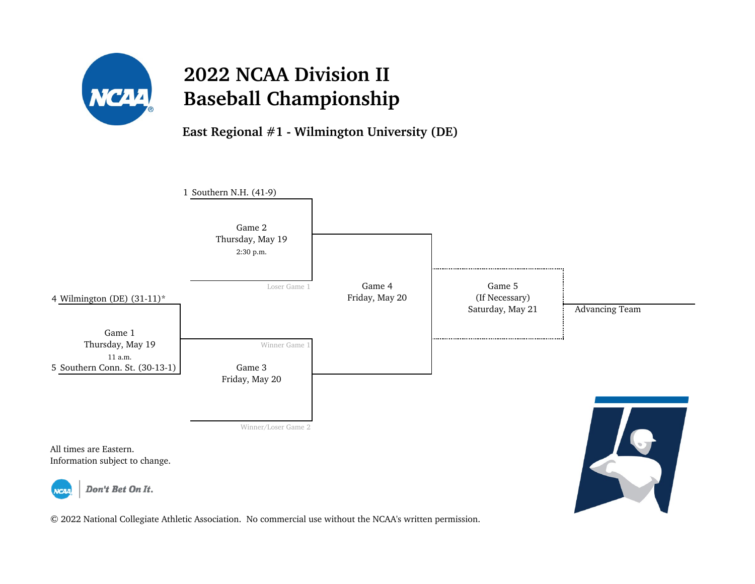# 2022 NCAA Division II Baseball Championship

## East Regional #1 - Wilmington University (DE)

1 Southern N.H. (41-9)

Game 2
Thursday, May 19
2:30 p.m.

Loser Game 1

4 Wilmington (DE) (31-11)*

Game 1
Thursday, May 19
11 a.m.

5 Southern Conn. St. (30-13-1)

Winner Game 1

Game 3
Friday, May 20

Winner/Loser Game 2

Game 4
Friday, May 20

Game 5
(If Necessary)
Saturday, May 21

Advancing Team

All times are Eastern.
Information subject to change.

Don't Bet On It.

© 2022 National Collegiate Athletic Association. No commercial use without the NCAA's written permission.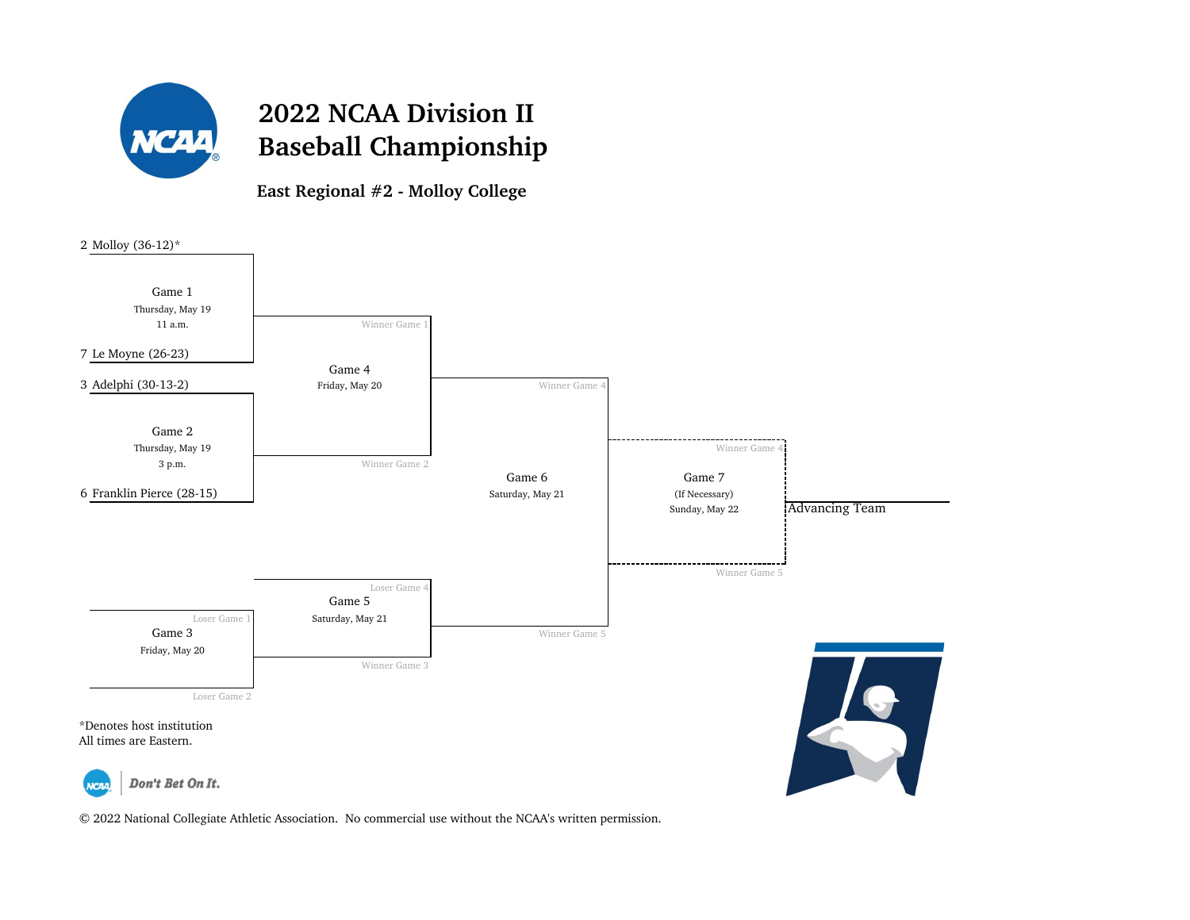# 2022 NCAA Division II Baseball Championship

## East Regional #2 - Molloy College

**Game 1** — Thursday, May 19, 11 a.m.
- 2 Molloy (36-12)*
- 7 Le Moyne (26-23)

**Game 2** — Thursday, May 19, 3 p.m.
- 3 Adelphi (30-13-2)
- 6 Franklin Pierce (28-15)

**Game 3** — Friday, May 20
- Loser Game 1
- Loser Game 2

**Game 4** — Friday, May 20
- Winner Game 1
- Winner Game 2

**Game 5** — Saturday, May 21
- Loser Game 4
- Winner Game 3

**Game 6** — Saturday, May 21
- Winner Game 4
- Winner Game 5

**Game 7** (If Necessary) — Sunday, May 22
- Winner Game 4
- Winner Game 5

Advancing Team

*Denotes host institution
All times are Eastern.

Don't Bet On It.

© 2022 National Collegiate Athletic Association. No commercial use without the NCAA's written permission.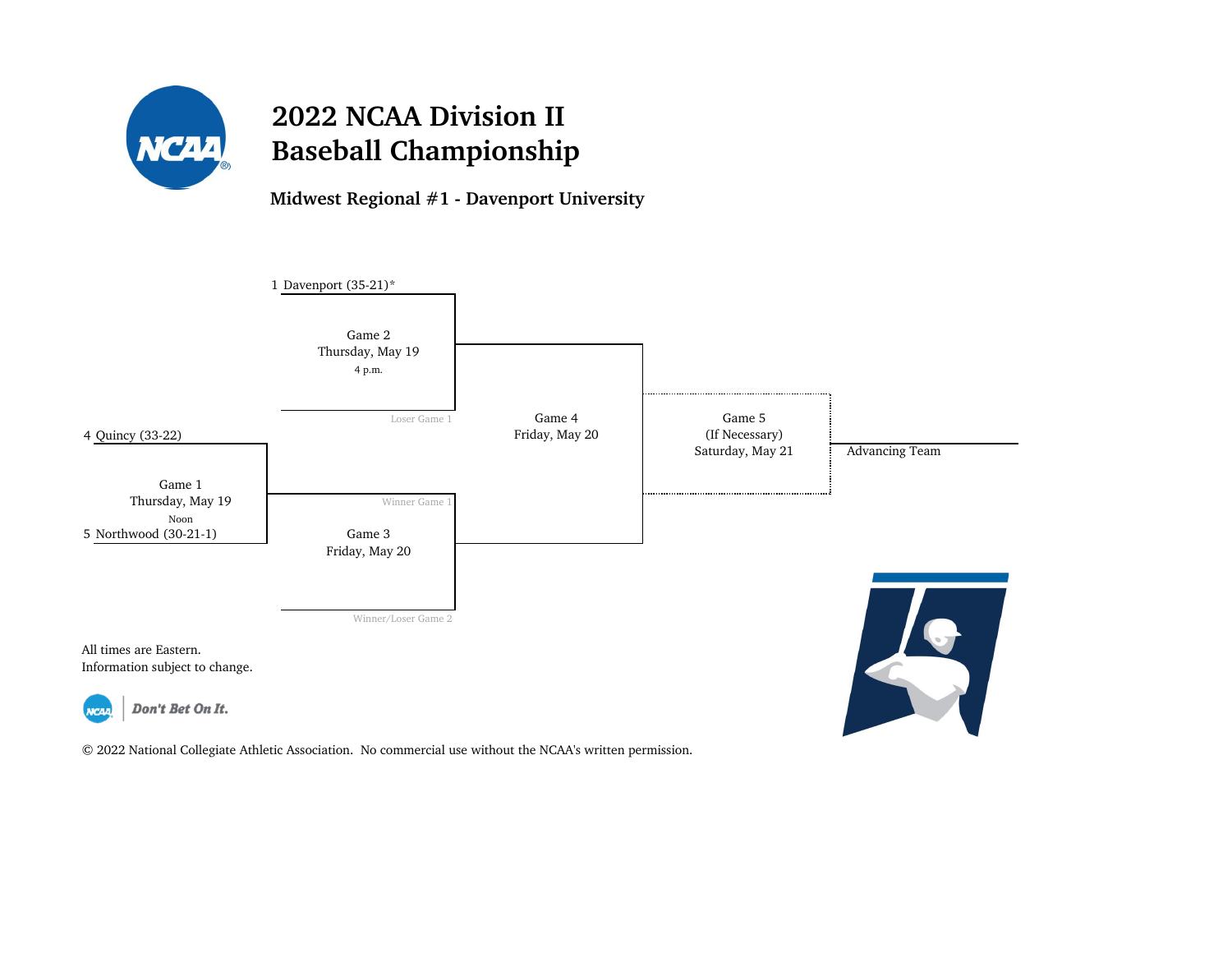# 2022 NCAA Division II Baseball Championship

**Midwest Regional #1 - Davenport University**

1 Davenport (35-21)*

Game 2
Thursday, May 19
4 p.m.

Loser Game 1

4 Quincy (33-22)

Game 1
Thursday, May 19
Noon

5 Northwood (30-21-1)

Winner Game 1

Game 3
Friday, May 20

Winner/Loser Game 2

Game 4
Friday, May 20

Game 5
(If Necessary)
Saturday, May 21

Advancing Team

All times are Eastern.
Information subject to change.

*Don't Bet On It.*

© 2022 National Collegiate Athletic Association. No commercial use without the NCAA's written permission.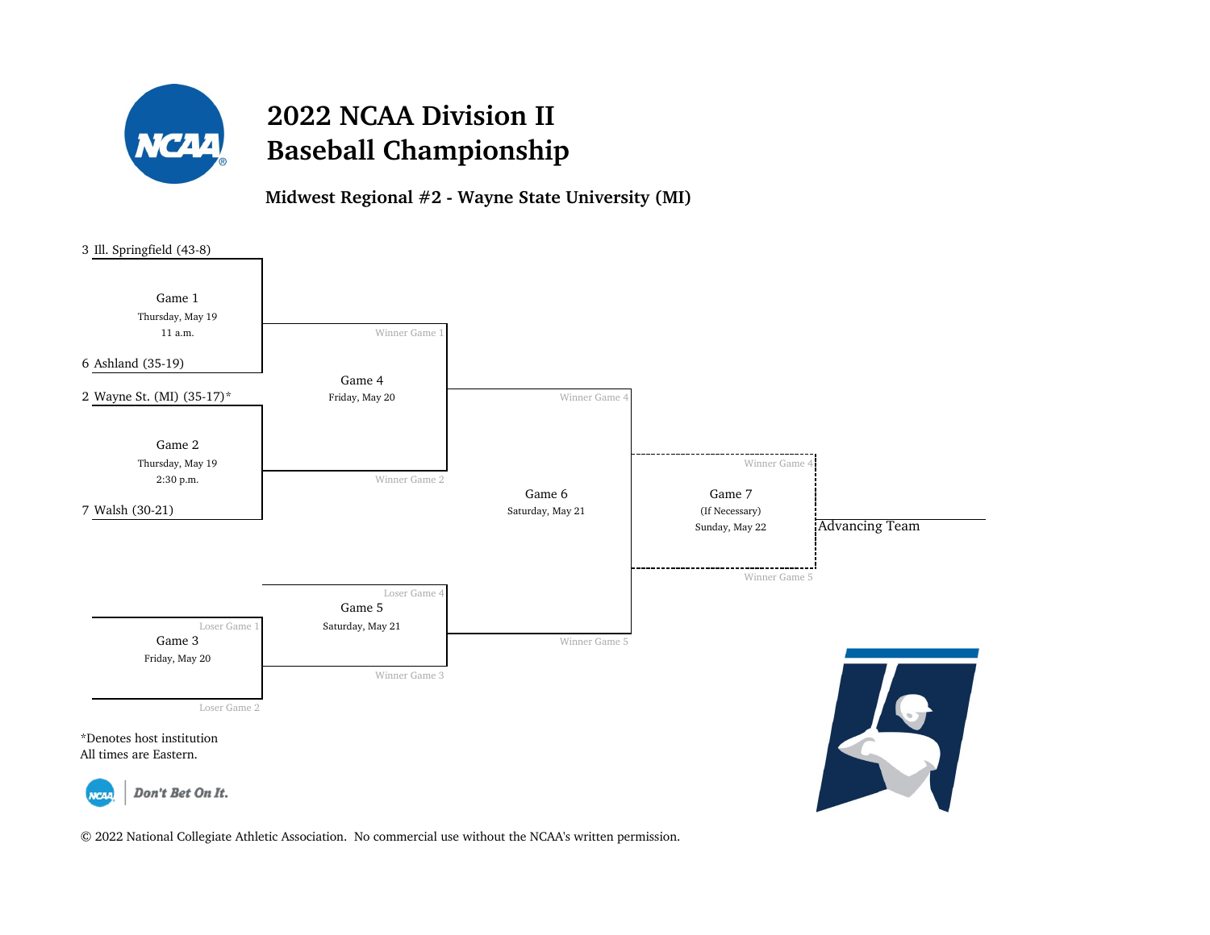# 2022 NCAA Division II Baseball Championship

## Midwest Regional #2 - Wayne State University (MI)

3 Ill. Springfield (43-8)

**Game 1**
Thursday, May 19
11 a.m.

6 Ashland (35-19)

2 Wayne St. (MI) (35-17)*

**Game 2**
Thursday, May 19
2:30 p.m.

7 Walsh (30-21)

**Game 3**
Friday, May 20
Loser Game 1
Loser Game 2

**Game 4**
Friday, May 20
Winner Game 1
Winner Game 2

**Game 5**
Saturday, May 21
Loser Game 4
Winner Game 3

**Game 6**
Saturday, May 21
Winner Game 4
Winner Game 5

**Game 7**
(If Necessary)
Sunday, May 22
Winner Game 4
Winner Game 5

Advancing Team

*Denotes host institution
All times are Eastern.

Don't Bet On It.

© 2022 National Collegiate Athletic Association. No commercial use without the NCAA's written permission.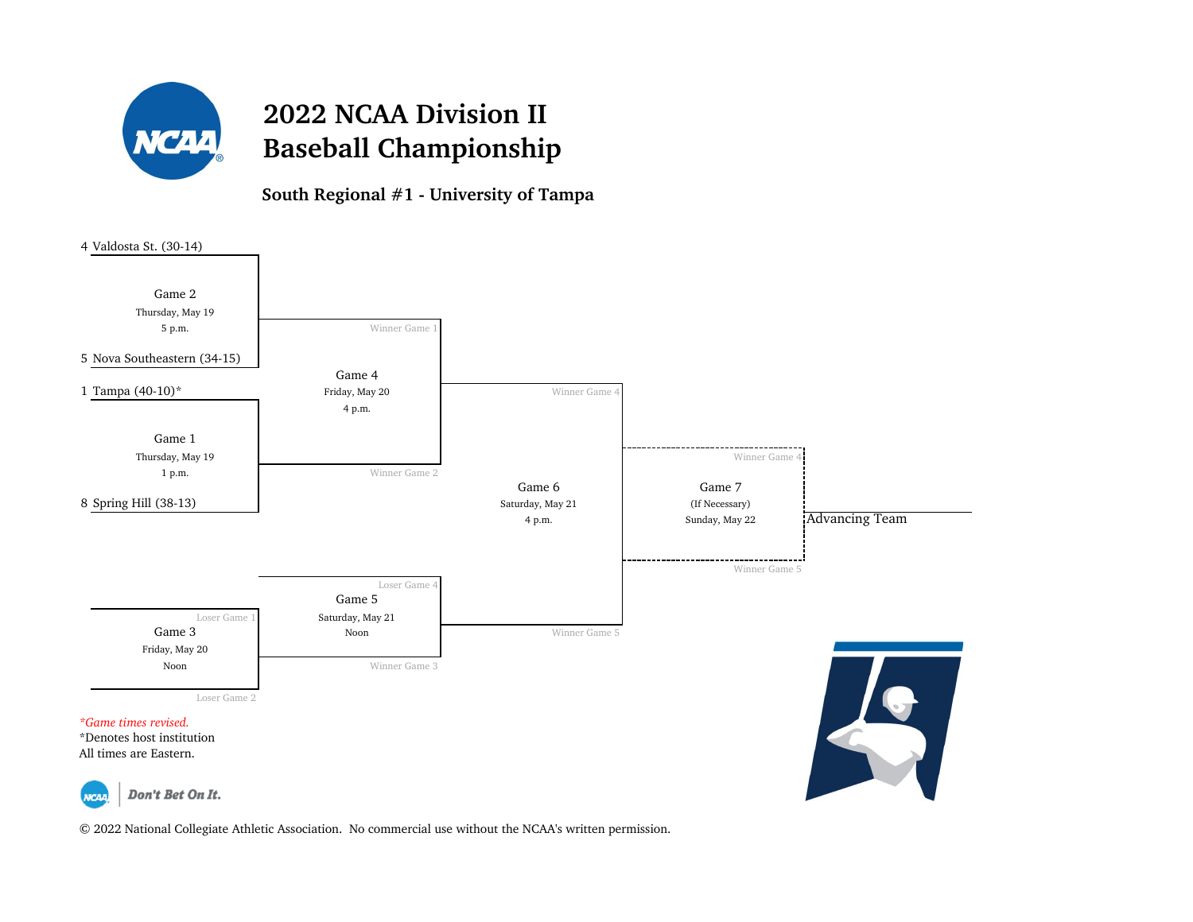# 2022 NCAA Division II Baseball Championship

## South Regional #1 - University of Tampa

4 Valdosta St. (30-14)

Game 2
Thursday, May 19
5 p.m.

5 Nova Southeastern (34-15)

1 Tampa (40-10)*

Game 1
Thursday, May 19
1 p.m.

8 Spring Hill (38-13)

Winner Game 1

Game 4
Friday, May 20
4 p.m.

Winner Game 2

Winner Game 4

Game 6
Saturday, May 21
4 p.m.

Winner Game 5

Winner Game 4

Game 7
(If Necessary)
Sunday, May 22

Winner Game 5

Advancing Team

Loser Game 1

Game 3
Friday, May 20
Noon

Loser Game 2

Loser Game 4

Game 5
Saturday, May 21
Noon

Winner Game 3

*Game times revised.*

*Denotes host institution

All times are Eastern.

Don't Bet On It.

© 2022 National Collegiate Athletic Association. No commercial use without the NCAA's written permission.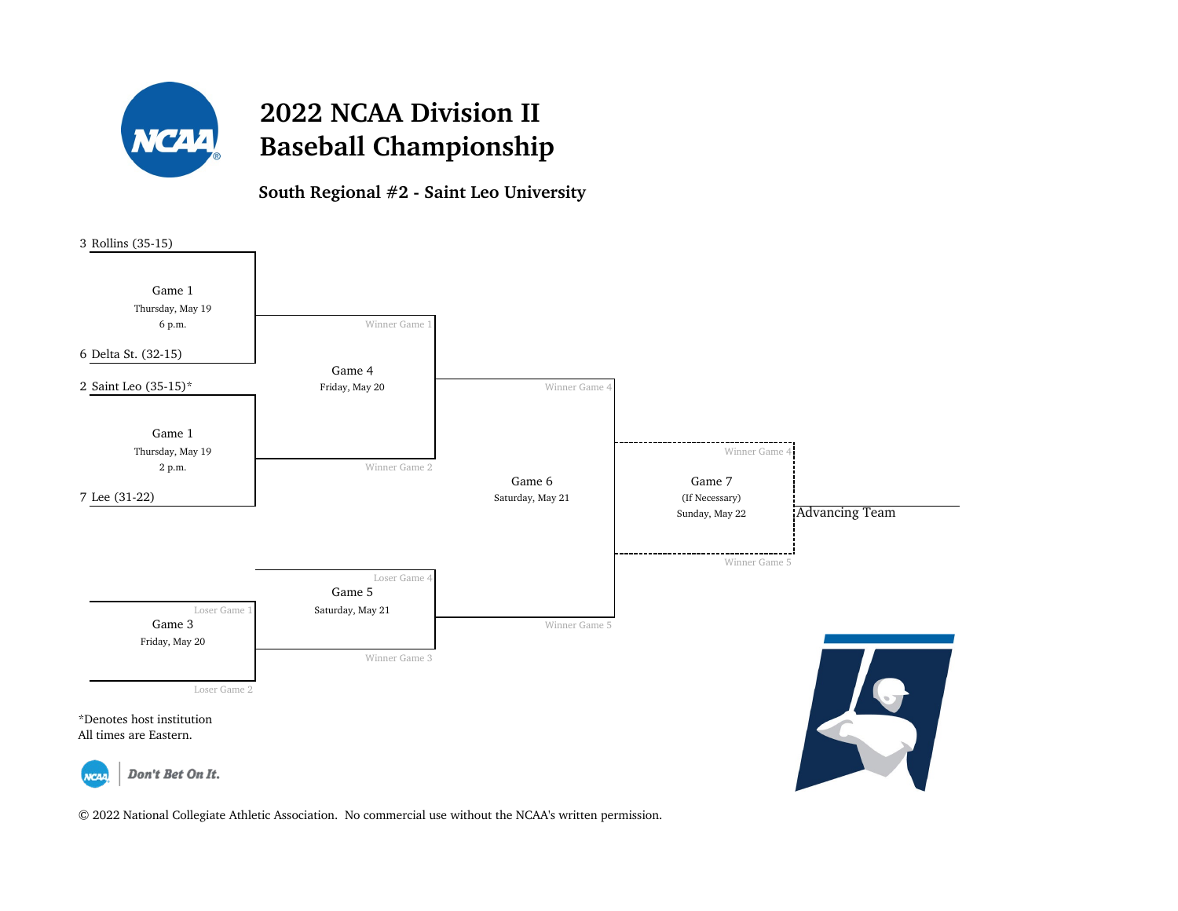# 2022 NCAA Division II Baseball Championship

## South Regional #2 - Saint Leo University

3 Rollins (35-15)

Game 1
Thursday, May 19
6 p.m.

6 Delta St. (32-15)

2 Saint Leo (35-15)*

Game 1
Thursday, May 19
2 p.m.

7 Lee (31-22)

Winner Game 1

Game 4
Friday, May 20

Winner Game 2

Winner Game 4

Game 6
Saturday, May 21

Winner Game 5

Winner Game 4

Game 7
(If Necessary)
Sunday, May 22

Winner Game 5

Advancing Team

Loser Game 4

Game 5
Saturday, May 21

Winner Game 3

Loser Game 1

Game 3
Friday, May 20

Loser Game 2

*Denotes host institution
All times are Eastern.

Don't Bet On It.

© 2022 National Collegiate Athletic Association. No commercial use without the NCAA's written permission.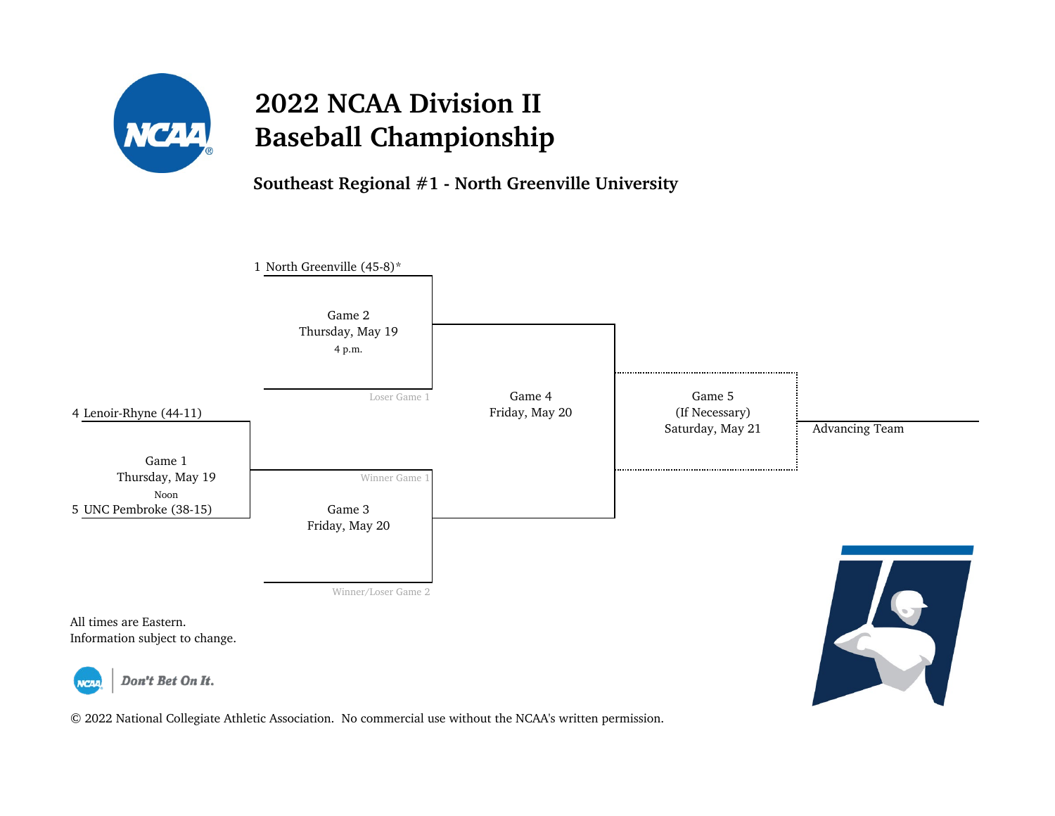# 2022 NCAA Division II Baseball Championship

## Southeast Regional #1 - North Greenville University

1 North Greenville (45-8)*

Game 2
Thursday, May 19
4 p.m.

Loser Game 1

4 Lenoir-Rhyne (44-11)

Game 1
Thursday, May 19
Noon

5 UNC Pembroke (38-15)

Winner Game 1

Game 3
Friday, May 20

Winner/Loser Game 2

Game 4
Friday, May 20

Game 5
(If Necessary)
Saturday, May 21

Advancing Team

All times are Eastern.
Information subject to change.

*Don't Bet On It.*

© 2022 National Collegiate Athletic Association. No commercial use without the NCAA's written permission.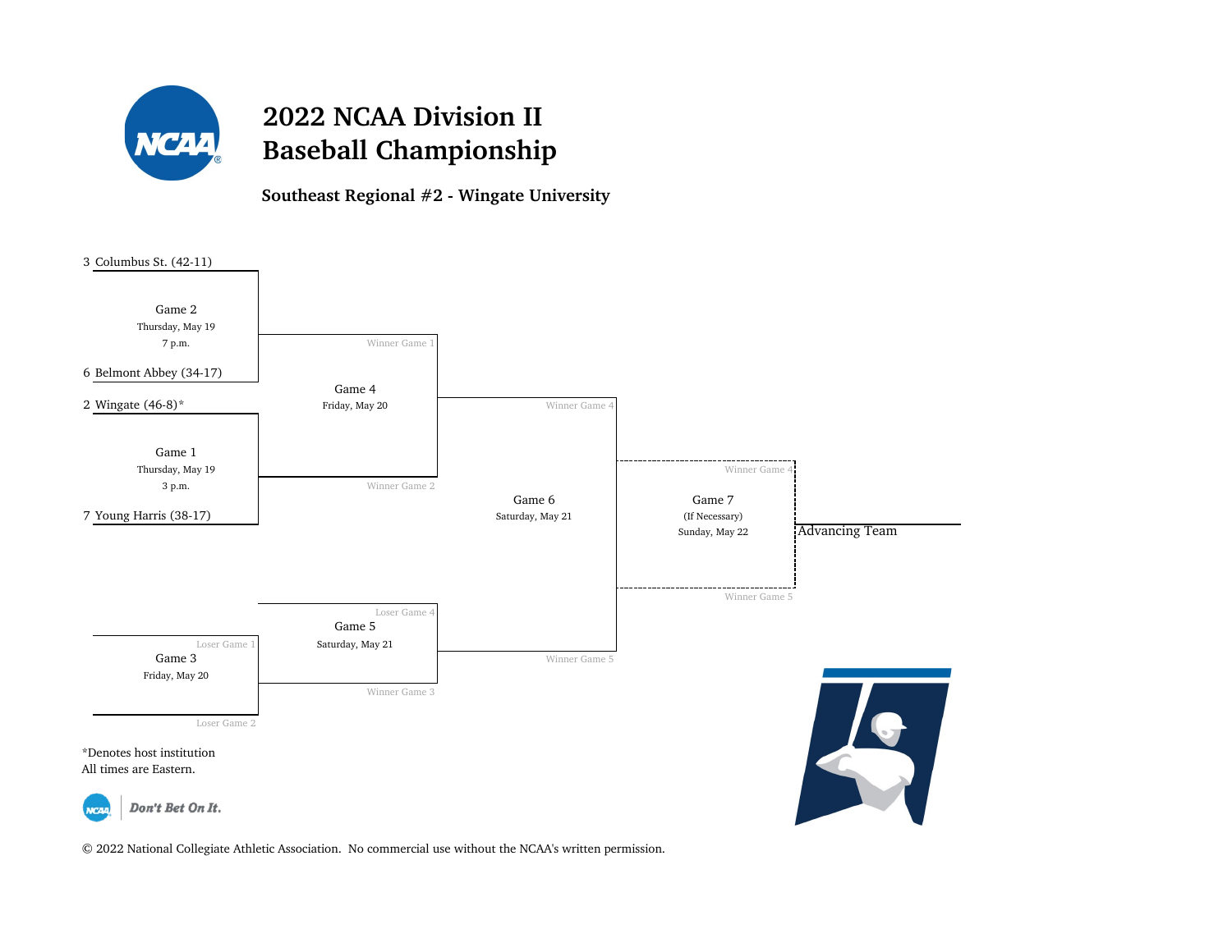# 2022 NCAA Division II Baseball Championship

### Southeast Regional #2 - Wingate University

3 Columbus St. (42-11)

Game 2
Thursday, May 19
7 p.m.

6 Belmont Abbey (34-17)

2 Wingate (46-8)*

Game 1
Thursday, May 19
3 p.m.

7 Young Harris (38-17)

Winner Game 1

Game 4
Friday, May 20

Winner Game 2

Winner Game 4

Game 6
Saturday, May 21

Winner Game 5

Winner Game 4

Game 7
(If Necessary)
Sunday, May 22

Winner Game 5

Advancing Team

Loser Game 4

Game 5
Saturday, May 21

Winner Game 3

Loser Game 1

Game 3
Friday, May 20

Loser Game 2

*Denotes host institution
All times are Eastern.

*Don't Bet On It.*

© 2022 National Collegiate Athletic Association. No commercial use without the NCAA's written permission.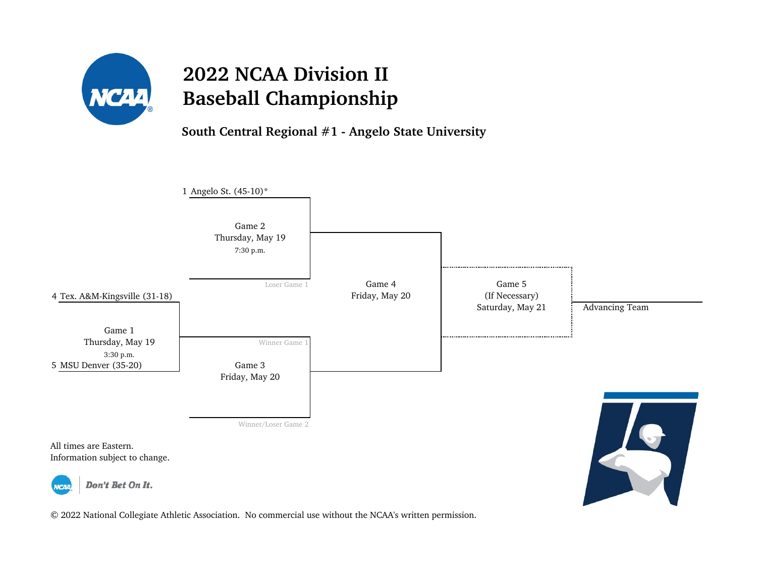# 2022 NCAA Division II Baseball Championship

## South Central Regional #1 - Angelo State University

1 Angelo St. (45-10)*

Game 2
Thursday, May 19
7:30 p.m.

Loser Game 1

4 Tex. A&M-Kingsville (31-18)

Game 1
Thursday, May 19
3:30 p.m.

5 MSU Denver (35-20)

Winner Game 1

Game 3
Friday, May 20

Winner/Loser Game 2

Game 4
Friday, May 20

Game 5
(If Necessary)
Saturday, May 21

Advancing Team

All times are Eastern.
Information subject to change.

*Don't Bet On It.*

© 2022 National Collegiate Athletic Association. No commercial use without the NCAA's written permission.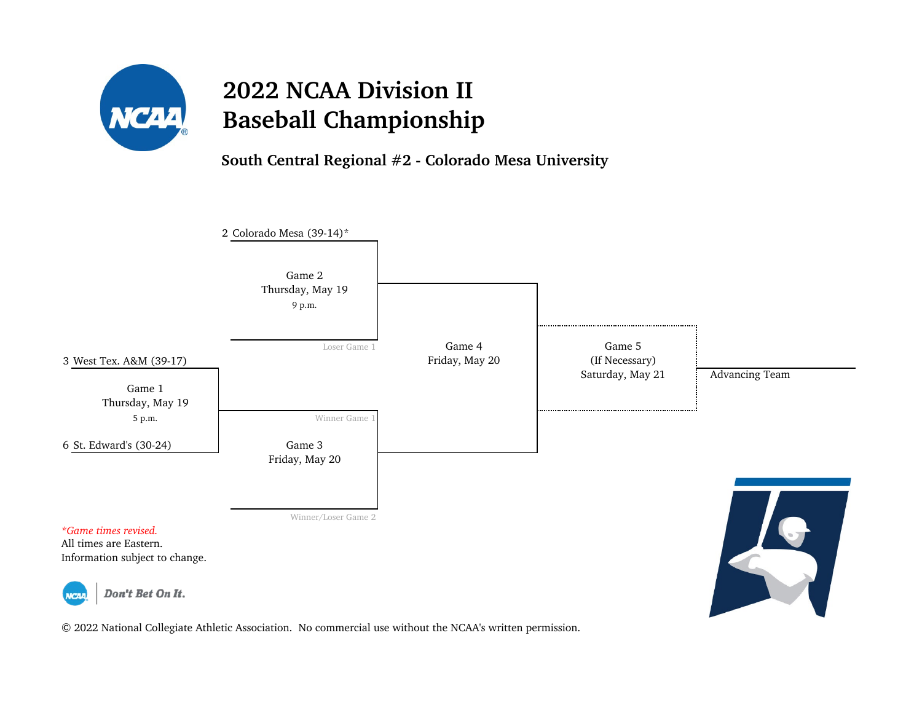# 2022 NCAA Division II Baseball Championship

## South Central Regional #2 - Colorado Mesa University

2 Colorado Mesa (39-14)*

Game 2
Thursday, May 19
9 p.m.

Loser Game 1

3 West Tex. A&M (39-17)

Game 1
Thursday, May 19
5 p.m.

6 St. Edward's (30-24)

Winner Game 1

Game 3
Friday, May 20

Winner/Loser Game 2

Game 4
Friday, May 20

Game 5
(If Necessary)
Saturday, May 21

Advancing Team

*\*Game times revised.*
All times are Eastern.
Information subject to change.

Don't Bet On It.

© 2022 National Collegiate Athletic Association. No commercial use without the NCAA's written permission.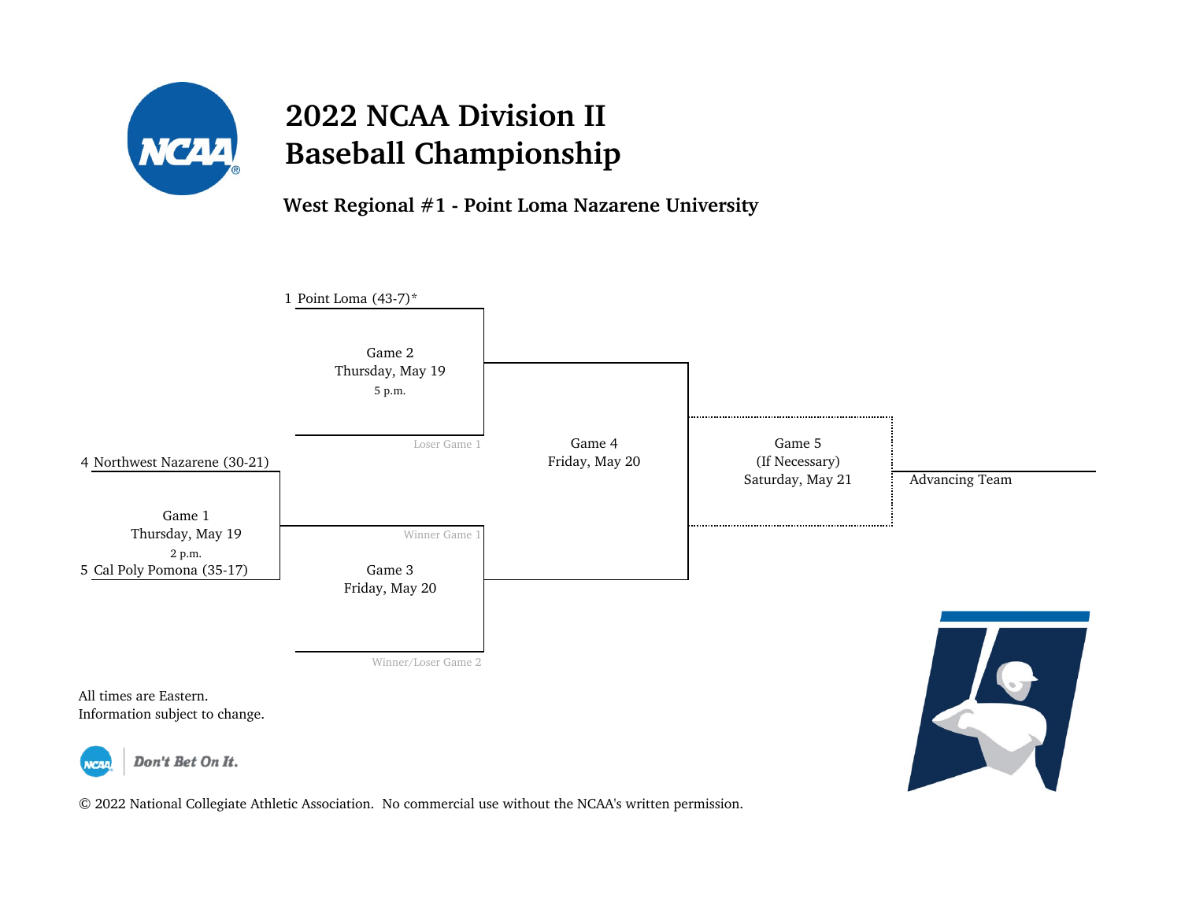# 2022 NCAA Division II Baseball Championship

## West Regional #1 - Point Loma Nazarene University

1 Point Loma (43-7)*

Game 2
Thursday, May 19
5 p.m.

Loser Game 1

4 Northwest Nazarene (30-21)

Game 1
Thursday, May 19
2 p.m.

5 Cal Poly Pomona (35-17)

Winner Game 1

Game 3
Friday, May 20

Winner/Loser Game 2

Game 4
Friday, May 20

Game 5
(If Necessary)
Saturday, May 21

Advancing Team

All times are Eastern.
Information subject to change.

Don't Bet On It.

© 2022 National Collegiate Athletic Association. No commercial use without the NCAA's written permission.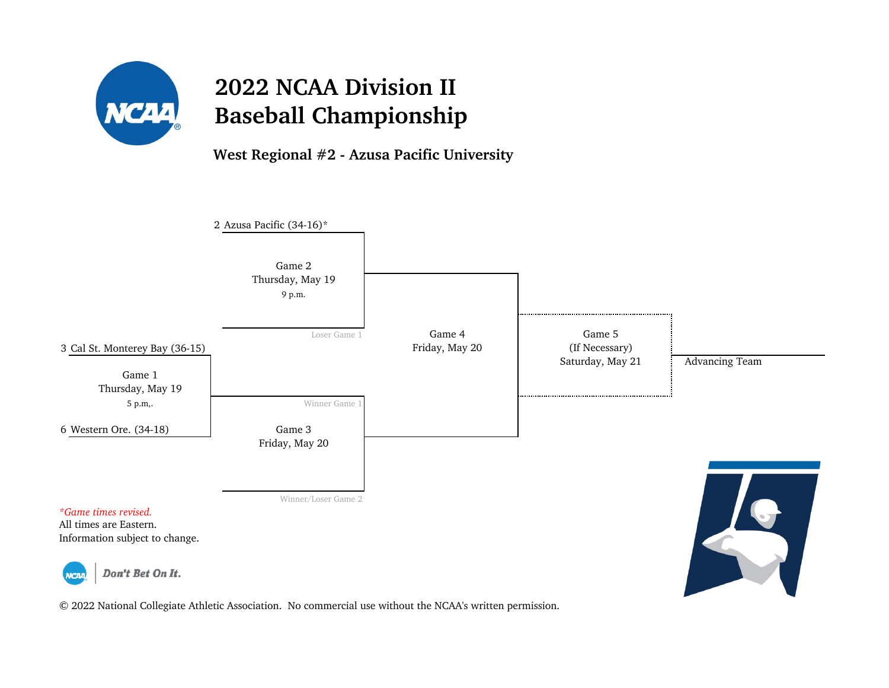# 2022 NCAA Division II Baseball Championship

## West Regional #2 - Azusa Pacific University

2 Azusa Pacific (34-16)*

Game 2
Thursday, May 19
9 p.m.

Loser Game 1

3 Cal St. Monterey Bay (36-15)

Game 1
Thursday, May 19
5 p.m,.

6 Western Ore. (34-18)

Winner Game 1

Game 3
Friday, May 20

Winner/Loser Game 2

Game 4
Friday, May 20

Game 5
(If Necessary)
Saturday, May 21

Advancing Team

*\*Game times revised.*
All times are Eastern.
Information subject to change.

Don't Bet On It.

© 2022 National Collegiate Athletic Association. No commercial use without the NCAA's written permission.